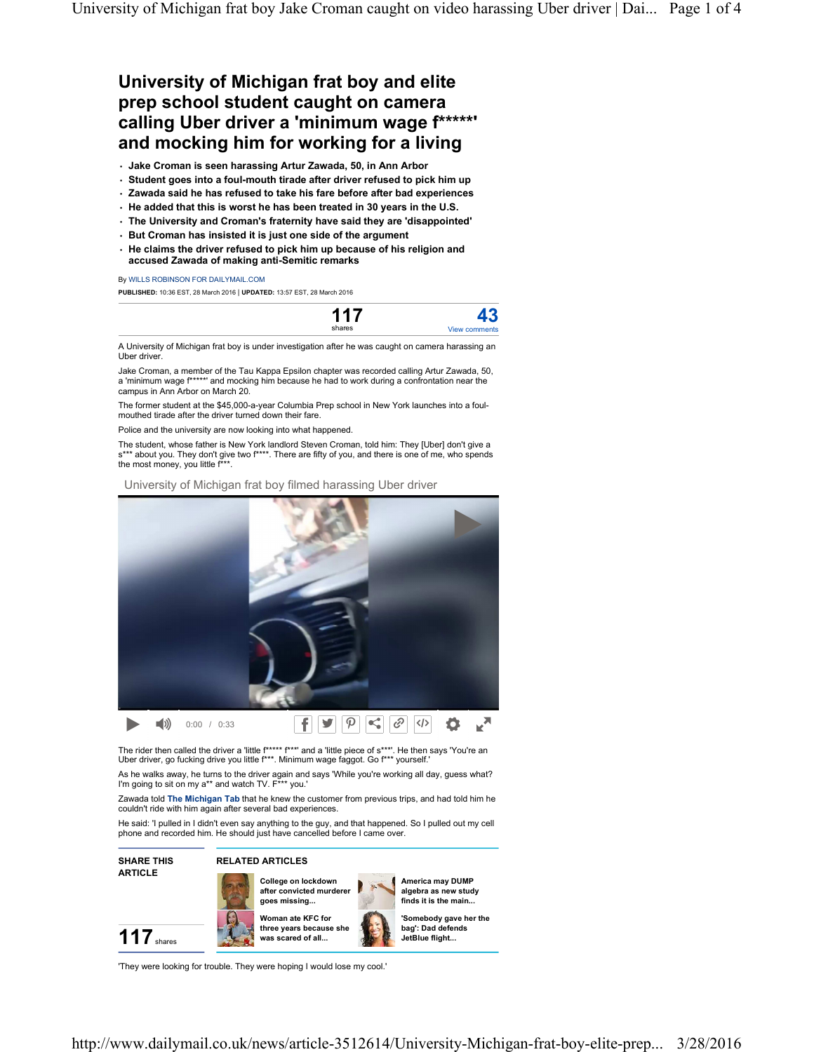# University of Michigan frat boy and elite prep school student caught on camera calling Uber driver a 'minimum wage f*****' and mocking him for working for a living

- Jake Croman is seen harassing Artur Zawada, 50, in Ann Arbor
- Student goes into a foul-mouth tirade after driver refused to pick him up
- Zawada said he has refused to take his fare before after bad experiences
- He added that this is worst he has been treated in 30 years in the U.S.
- The University and Croman's fraternity have said they are 'disappointed'
- But Croman has insisted it is just one side of the argument
- He claims the driver refused to pick him up because of his religion and accused Zawada of making anti-Semitic remarks

By WILLS ROBINSON FOR DAILYMAIL.COM

**PUBLISHED:** 10:36 EST, 28 March 2016 | **UPDATED:** 13:57 EST, 28 March 2016

117 shares | 43 View comments

A University of Michigan frat boy is under investigation after he was caught on camera harassing an Uber driver.

Jake Croman, a member of the Tau Kappa Epsilon chapter was recorded calling Artur Zawada, 50, a 'minimum wage f*****' and mocking him because he had to work during a confrontation near the campus in Ann Arbor on March 20.

The former student at the $45,000-a-year Columbia Prep school in New York launches into a foul-mouthed tirade after the driver turned down their fare.

Police and the university are now looking into what happened.

The student, whose father is New York landlord Steven Croman, told him: They [Uber] don't give a s*** about you. They don't give two f****. There are fifty of you, and there is one of me, who spends the most money, you little f***.

University of Michigan frat boy filmed harassing Uber driver

0:00 / 0:33

The rider then called the driver a 'little f***** f***' and a 'little piece of s***'. He then says 'You're an Uber driver, go fucking drive you little f***. Minimum wage faggot. Go f*** yourself.'

As he walks away, he turns to the driver again and says 'While you're working all day, guess what? I'm going to sit on my a** and watch TV. F*** you.'

Zawada told **The Michigan Tab** that he knew the customer from previous trips, and had told him he couldn't ride with him again after several bad experiences.

He said: 'I pulled in I didn't even say anything to the guy, and that happened. So I pulled out my cell phone and recorded him. He should just have cancelled before I came over.

**SHARE THIS ARTICLE**

117 shares

**RELATED ARTICLES**

- College on lockdown after convicted murderer goes missing...
- America may DUMP algebra as new study finds it is the main...
- Woman ate KFC for three years because she was scared of all...
- 'Somebody gave her the bag': Dad defends JetBlue flight...

'They were looking for trouble. They were hoping I would lose my cool.'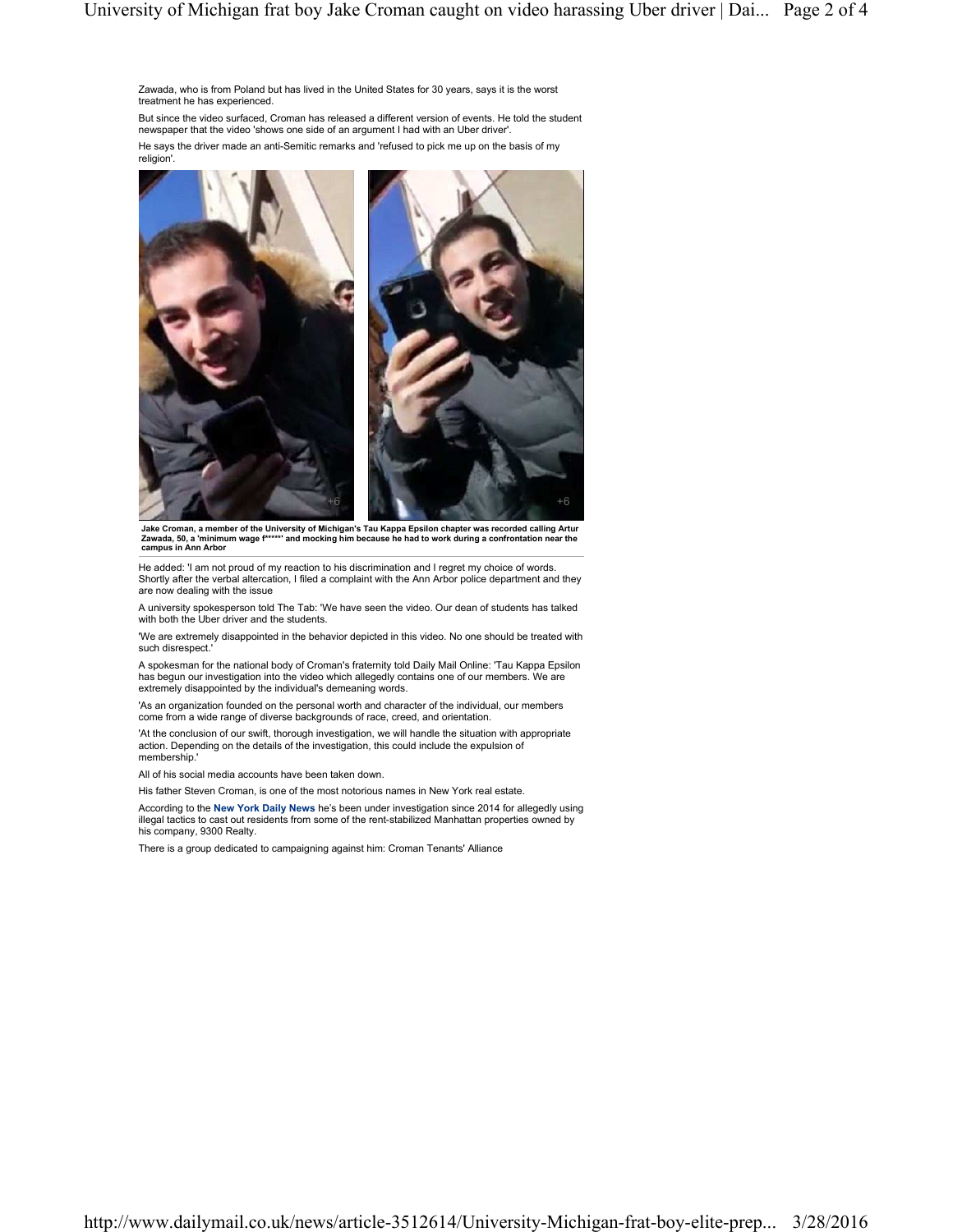Zawada, who is from Poland but has lived in the United States for 30 years, says it is the worst treatment he has experienced.

But since the video surfaced, Croman has released a different version of events. He told the student newspaper that the video 'shows one side of an argument I had with an Uber driver'.

He says the driver made an anti-Semitic remarks and 'refused to pick me up on the basis of my religion'.

**Jake Croman, a member of the University of Michigan's Tau Kappa Epsilon chapter was recorded calling Artur Zawada, 50, a 'minimum wage f*****' and mocking him because he had to work during a confrontation near the campus in Ann Arbor**

He added: 'I am not proud of my reaction to his discrimination and I regret my choice of words. Shortly after the verbal altercation, I filed a complaint with the Ann Arbor police department and they are now dealing with the issue

A university spokesperson told The Tab: 'We have seen the video. Our dean of students has talked with both the Uber driver and the students.

'We are extremely disappointed in the behavior depicted in this video. No one should be treated with such disrespect.'

A spokesman for the national body of Croman's fraternity told Daily Mail Online: 'Tau Kappa Epsilon has begun our investigation into the video which allegedly contains one of our members. We are extremely disappointed by the individual's demeaning words.

'As an organization founded on the personal worth and character of the individual, our members come from a wide range of diverse backgrounds of race, creed, and orientation.

'At the conclusion of our swift, thorough investigation, we will handle the situation with appropriate action. Depending on the details of the investigation, this could include the expulsion of membership.'

All of his social media accounts have been taken down.

His father Steven Croman, is one of the most notorious names in New York real estate.

According to the **New York Daily News** he's been under investigation since 2014 for allegedly using illegal tactics to cast out residents from some of the rent-stabilized Manhattan properties owned by his company, 9300 Realty.

There is a group dedicated to campaigning against him: Croman Tenants' Alliance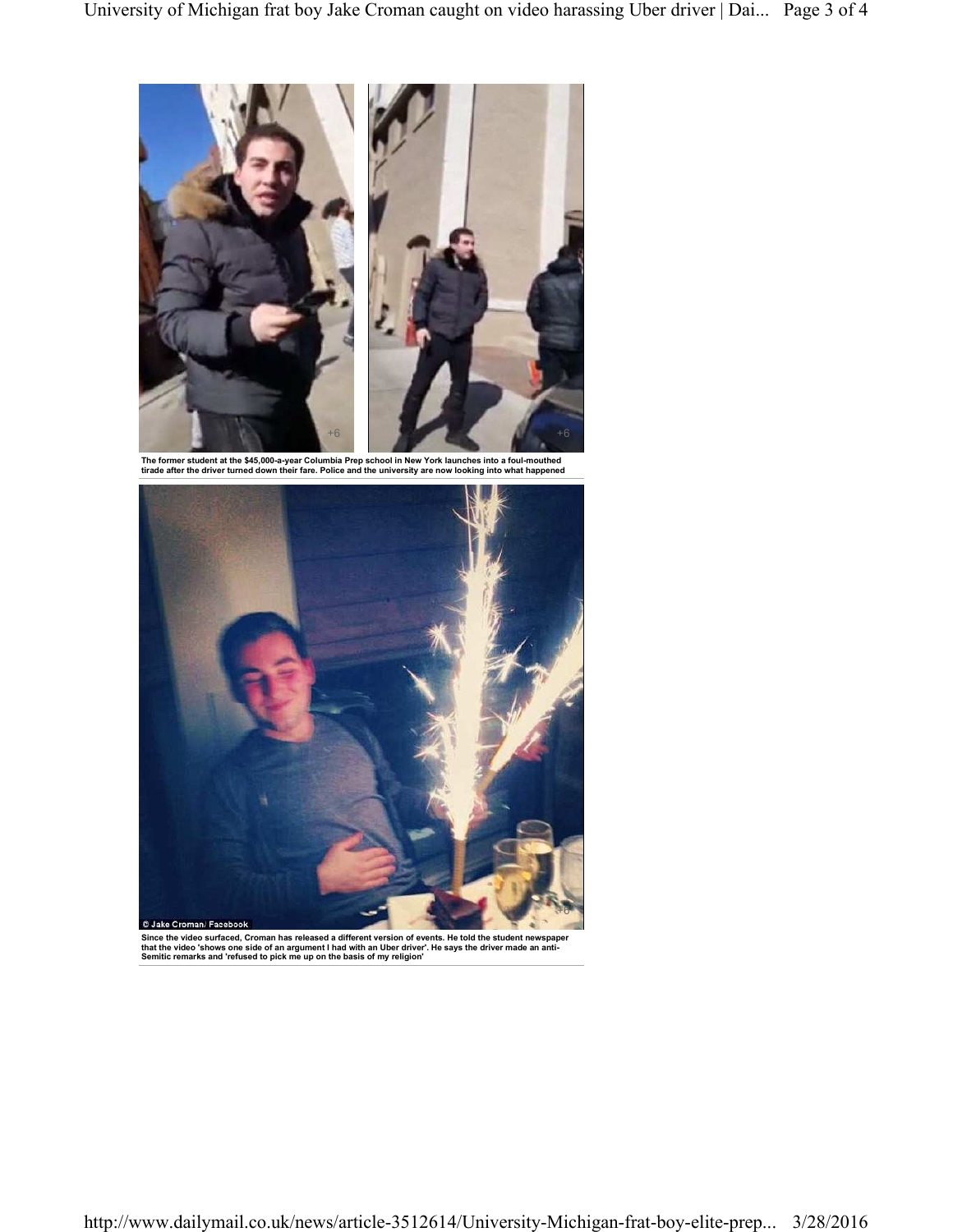The former student at the $45,000-a-year Columbia Prep school in New York launches into a foul-mouthed tirade after the driver turned down their fare. Police and the university are now looking into what happened

© Jake Croman/ Facebook

Since the video surfaced, Croman has released a different version of events. He told the student newspaper that the video 'shows one side of an argument I had with an Uber driver'. He says the driver made an anti-Semitic remarks and 'refused to pick me up on the basis of my religion'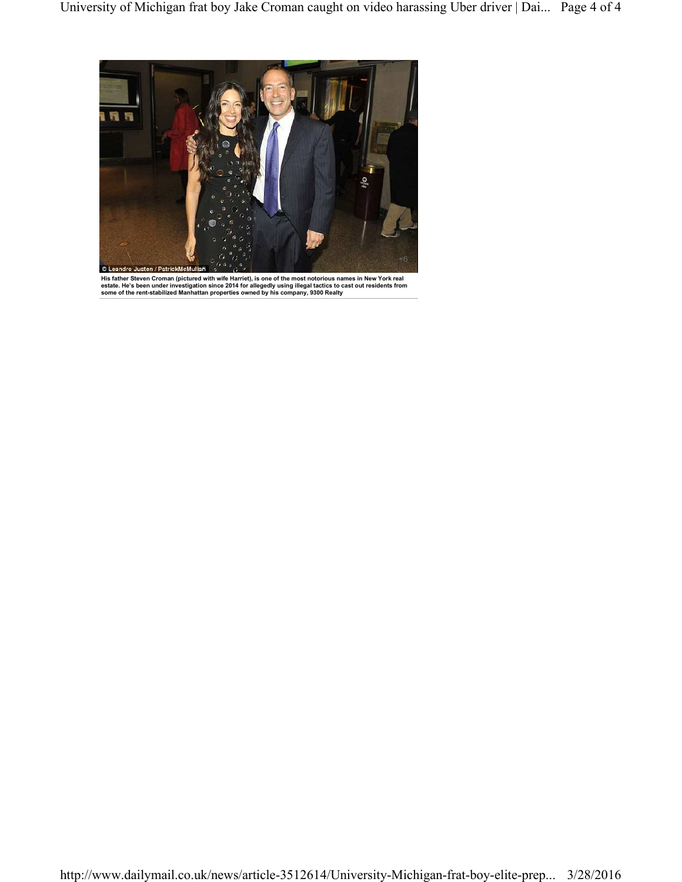His father Steven Croman (pictured with wife Harriet), is one of the most notorious names in New York real estate. He's been under investigation since 2014 for allegedly using illegal tactics to cast out residents from some of the rent-stabilized Manhattan properties owned by his company, 9300 Realty